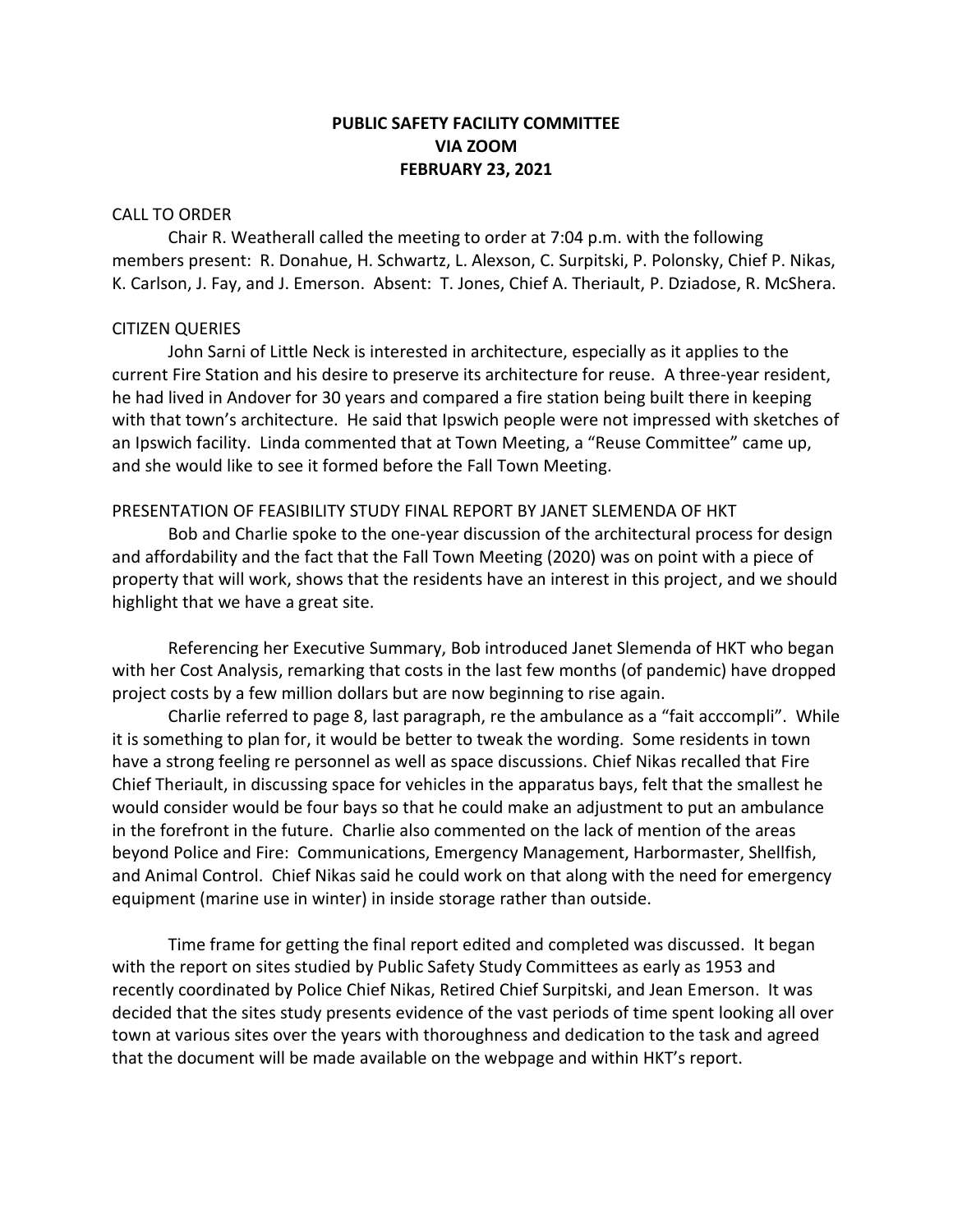# PUBLIC SAFETY FACILITY COMMITTEE
## VIA ZOOM
## FEBRUARY 23, 2021

CALL TO ORDER

Chair R. Weatherall called the meeting to order at 7:04 p.m. with the following members present: R. Donahue, H. Schwartz, L. Alexson, C. Surpitski, P. Polonsky, Chief P. Nikas, K. Carlson, J. Fay, and J. Emerson. Absent: T. Jones, Chief A. Theriault, P. Dziadose, R. McShera.

CITIZEN QUERIES

John Sarni of Little Neck is interested in architecture, especially as it applies to the current Fire Station and his desire to preserve its architecture for reuse. A three-year resident, he had lived in Andover for 30 years and compared a fire station being built there in keeping with that town's architecture. He said that Ipswich people were not impressed with sketches of an Ipswich facility. Linda commented that at Town Meeting, a "Reuse Committee" came up, and she would like to see it formed before the Fall Town Meeting.

PRESENTATION OF FEASIBILITY STUDY FINAL REPORT BY JANET SLEMENDA OF HKT

Bob and Charlie spoke to the one-year discussion of the architectural process for design and affordability and the fact that the Fall Town Meeting (2020) was on point with a piece of property that will work, shows that the residents have an interest in this project, and we should highlight that we have a great site.

Referencing her Executive Summary, Bob introduced Janet Slemenda of HKT who began with her Cost Analysis, remarking that costs in the last few months (of pandemic) have dropped project costs by a few million dollars but are now beginning to rise again.

Charlie referred to page 8, last paragraph, re the ambulance as a "fait acccompli". While it is something to plan for, it would be better to tweak the wording. Some residents in town have a strong feeling re personnel as well as space discussions. Chief Nikas recalled that Fire Chief Theriault, in discussing space for vehicles in the apparatus bays, felt that the smallest he would consider would be four bays so that he could make an adjustment to put an ambulance in the forefront in the future. Charlie also commented on the lack of mention of the areas beyond Police and Fire: Communications, Emergency Management, Harbormaster, Shellfish, and Animal Control. Chief Nikas said he could work on that along with the need for emergency equipment (marine use in winter) in inside storage rather than outside.

Time frame for getting the final report edited and completed was discussed. It began with the report on sites studied by Public Safety Study Committees as early as 1953 and recently coordinated by Police Chief Nikas, Retired Chief Surpitski, and Jean Emerson. It was decided that the sites study presents evidence of the vast periods of time spent looking all over town at various sites over the years with thoroughness and dedication to the task and agreed that the document will be made available on the webpage and within HKT's report.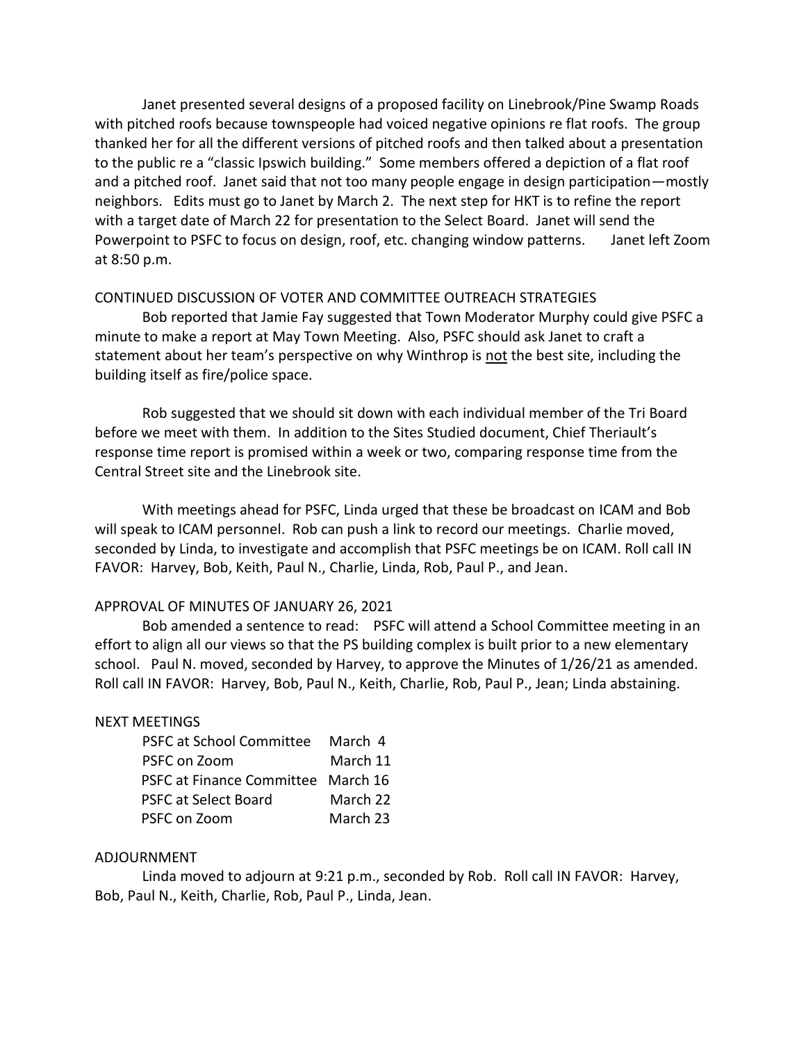Janet presented several designs of a proposed facility on Linebrook/Pine Swamp Roads with pitched roofs because townspeople had voiced negative opinions re flat roofs. The group thanked her for all the different versions of pitched roofs and then talked about a presentation to the public re a "classic Ipswich building." Some members offered a depiction of a flat roof and a pitched roof. Janet said that not too many people engage in design participation—mostly neighbors. Edits must go to Janet by March 2. The next step for HKT is to refine the report with a target date of March 22 for presentation to the Select Board. Janet will send the Powerpoint to PSFC to focus on design, roof, etc. changing window patterns. Janet left Zoom at 8:50 p.m.

CONTINUED DISCUSSION OF VOTER AND COMMITTEE OUTREACH STRATEGIES

Bob reported that Jamie Fay suggested that Town Moderator Murphy could give PSFC a minute to make a report at May Town Meeting. Also, PSFC should ask Janet to craft a statement about her team's perspective on why Winthrop is <u>not</u> the best site, including the building itself as fire/police space.

Rob suggested that we should sit down with each individual member of the Tri Board before we meet with them. In addition to the Sites Studied document, Chief Theriault's response time report is promised within a week or two, comparing response time from the Central Street site and the Linebrook site.

With meetings ahead for PSFC, Linda urged that these be broadcast on ICAM and Bob will speak to ICAM personnel. Rob can push a link to record our meetings. Charlie moved, seconded by Linda, to investigate and accomplish that PSFC meetings be on ICAM. Roll call IN FAVOR: Harvey, Bob, Keith, Paul N., Charlie, Linda, Rob, Paul P., and Jean.

APPROVAL OF MINUTES OF JANUARY 26, 2021

Bob amended a sentence to read: PSFC will attend a School Committee meeting in an effort to align all our views so that the PS building complex is built prior to a new elementary school. Paul N. moved, seconded by Harvey, to approve the Minutes of 1/26/21 as amended. Roll call IN FAVOR: Harvey, Bob, Paul N., Keith, Charlie, Rob, Paul P., Jean; Linda abstaining.

NEXT MEETINGS

| | |
|---|---|
| PSFC at School Committee | March 4 |
| PSFC on Zoom | March 11 |
| PSFC at Finance Committee | March 16 |
| PSFC at Select Board | March 22 |
| PSFC on Zoom | March 23 |

ADJOURNMENT

Linda moved to adjourn at 9:21 p.m., seconded by Rob. Roll call IN FAVOR: Harvey, Bob, Paul N., Keith, Charlie, Rob, Paul P., Linda, Jean.